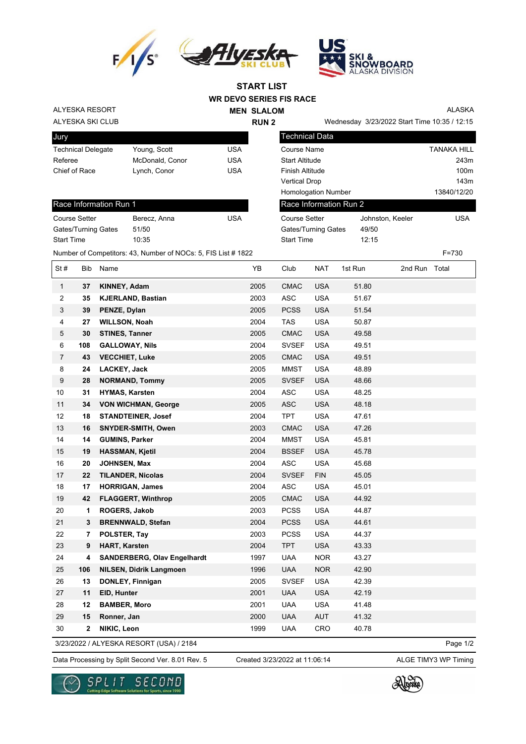# START LIST

## WR DEVO SERIES FIS RACE

### MEN SLALOM

### RUN 2

ALYESKA RESORT
ALYESKA SKI CLUB

ALASKA
Wednesday 3/23/2022 Start Time 10:35 / 12:15

| Jury | | |
|---|---|---|
| Technical Delegate | Young, Scott | USA |
| Referee | McDonald, Conor | USA |
| Chief of Race | Lynch, Conor | USA |

| Technical Data | |
|---|---|
| Course Name | TANAKA HILL |
| Start Altitude | 243m |
| Finish Altitude | 100m |
| Vertical Drop | 143m |
| Homologation Number | 13840/12/20 |

| Race Information Run 1 | | |
|---|---|---|
| Course Setter | Berecz, Anna | USA |
| Gates/Turning Gates | 51/50 | |
| Start Time | 10:35 | |

| Race Information Run 2 | | |
|---|---|---|
| Course Setter | Johnston, Keeler | USA |
| Gates/Turning Gates | 49/50 | |
| Start Time | 12:15 | |

Number of Competitors: 43, Number of NOCs: 5, FIS List # 1822 F=730

| St # | Bib | Name | YB | Club | NAT | 1st Run | 2nd Run | Total |
|---|---|---|---|---|---|---|---|---|
| 1 | 37 | **KINNEY, Adam** | 2005 | CMAC | USA | 51.80 | | |
| 2 | 35 | **KJERLAND, Bastian** | 2003 | ASC | USA | 51.67 | | |
| 3 | 39 | **PENZE, Dylan** | 2005 | PCSS | USA | 51.54 | | |
| 4 | 27 | **WILLSON, Noah** | 2004 | TAS | USA | 50.87 | | |
| 5 | 30 | **STINES, Tanner** | 2005 | CMAC | USA | 49.58 | | |
| 6 | 108 | **GALLOWAY, Nils** | 2004 | SVSEF | USA | 49.51 | | |
| 7 | 43 | **VECCHIET, Luke** | 2005 | CMAC | USA | 49.51 | | |
| 8 | 24 | **LACKEY, Jack** | 2005 | MMST | USA | 48.89 | | |
| 9 | 28 | **NORMAND, Tommy** | 2005 | SVSEF | USA | 48.66 | | |
| 10 | 31 | **HYMAS, Karsten** | 2004 | ASC | USA | 48.25 | | |
| 11 | 34 | **VON WICHMAN, George** | 2005 | ASC | USA | 48.18 | | |
| 12 | 18 | **STANDTEINER, Josef** | 2004 | TPT | USA | 47.61 | | |
| 13 | 16 | **SNYDER-SMITH, Owen** | 2003 | CMAC | USA | 47.26 | | |
| 14 | 14 | **GUMINS, Parker** | 2004 | MMST | USA | 45.81 | | |
| 15 | 19 | **HASSMAN, Kjetil** | 2004 | BSSEF | USA | 45.78 | | |
| 16 | 20 | **JOHNSEN, Max** | 2004 | ASC | USA | 45.68 | | |
| 17 | 22 | **TILANDER, Nicolas** | 2004 | SVSEF | FIN | 45.05 | | |
| 18 | 17 | **HORRIGAN, James** | 2004 | ASC | USA | 45.01 | | |
| 19 | 42 | **FLAGGERT, Winthrop** | 2005 | CMAC | USA | 44.92 | | |
| 20 | 1 | **ROGERS, Jakob** | 2003 | PCSS | USA | 44.87 | | |
| 21 | 3 | **BRENNWALD, Stefan** | 2004 | PCSS | USA | 44.61 | | |
| 22 | 7 | **POLSTER, Tay** | 2003 | PCSS | USA | 44.37 | | |
| 23 | 9 | **HART, Karsten** | 2004 | TPT | USA | 43.33 | | |
| 24 | 4 | **SANDERBERG, Olav Engelhardt** | 1997 | UAA | NOR | 43.27 | | |
| 25 | 106 | **NILSEN, Didrik Langmoen** | 1996 | UAA | NOR | 42.90 | | |
| 26 | 13 | **DONLEY, Finnigan** | 2005 | SVSEF | USA | 42.39 | | |
| 27 | 11 | **EID, Hunter** | 2001 | UAA | USA | 42.19 | | |
| 28 | 12 | **BAMBER, Moro** | 2001 | UAA | USA | 41.48 | | |
| 29 | 15 | **Ronner, Jan** | 2000 | UAA | AUT | 41.32 | | |
| 30 | 2 | **NIKIC, Leon** | 1999 | UAA | CRO | 40.78 | | |

3/23/2022 / ALYESKA RESORT (USA) / 2184

Data Processing by Split Second Ver. 8.01 Rev. 5 Created 3/23/2022 at 11:06:14 ALGE TIMY3 WP Timing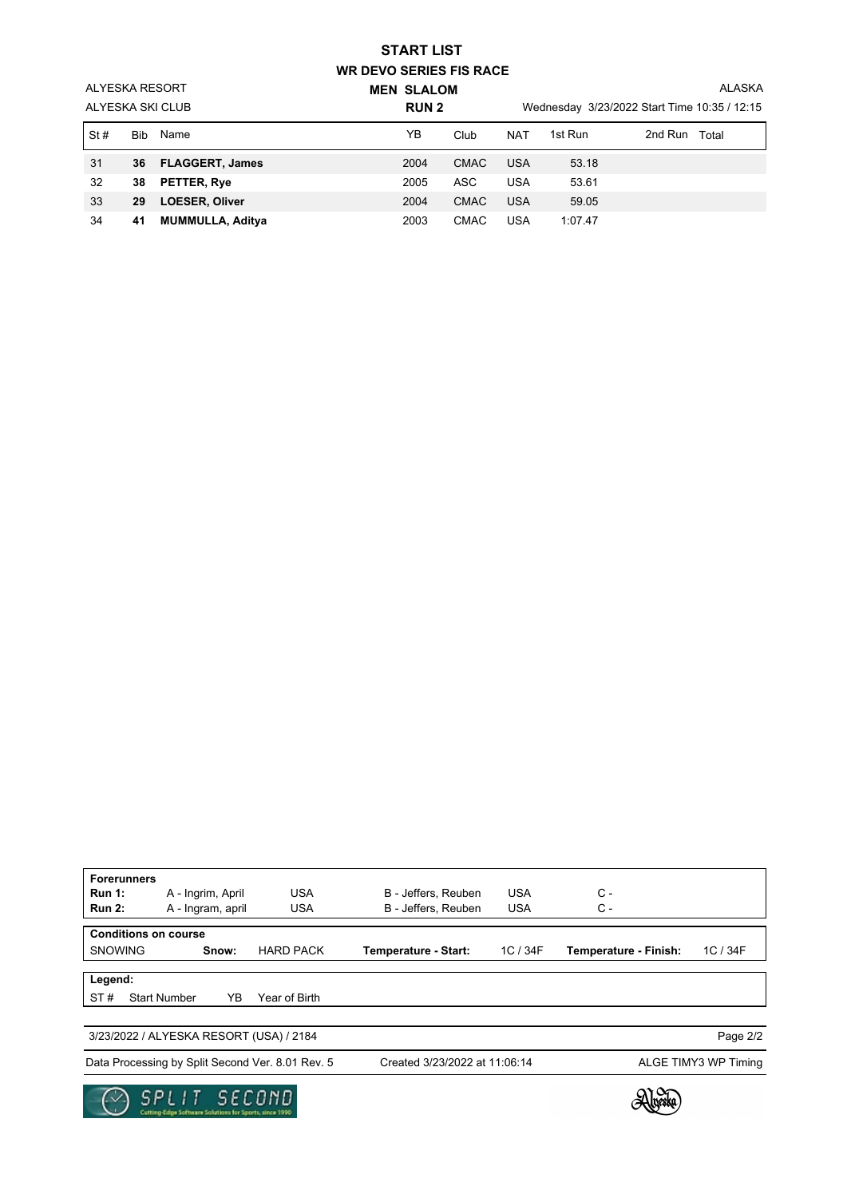# START LIST

## WR DEVO SERIES FIS RACE

ALYESKA RESORT | **MEN SLALOM** | ALASKA

ALYESKA SKI CLUB | **RUN 2** | Wednesday 3/23/2022 Start Time 10:35 / 12:15

| St # | Bib | Name | YB | Club | NAT | 1st Run | 2nd Run | Total |
|---|---|---|---|---|---|---|---|---|
| 31 | **36** | **FLAGGERT, James** | 2004 | CMAC | USA | 53.18 | | |
| 32 | **38** | **PETTER, Rye** | 2005 | ASC | USA | 53.61 | | |
| 33 | **29** | **LOESER, Oliver** | 2004 | CMAC | USA | 59.05 | | |
| 34 | **41** | **MUMMULLA, Aditya** | 2003 | CMAC | USA | 1:07.47 | | |

**Forerunners**

| | | | | | |
|---|---|---|---|---|---|
| **Run 1:** | A - Ingrim, April | USA | B - Jeffers, Reuben | USA | C - |
| **Run 2:** | A - Ingram, april | USA | B - Jeffers, Reuben | USA | C - |

**Conditions on course**

SNOWING | **Snow:** HARD PACK | **Temperature - Start:** 1C / 34F | **Temperature - Finish:** 1C / 34F

**Legend:**

ST # Start Number | YB Year of Birth

3/23/2022 / ALYESKA RESORT (USA) / 2184

Data Processing by Split Second Ver. 8.01 Rev. 5 | Created 3/23/2022 at 11:06:14 | ALGE TIMY3 WP Timing